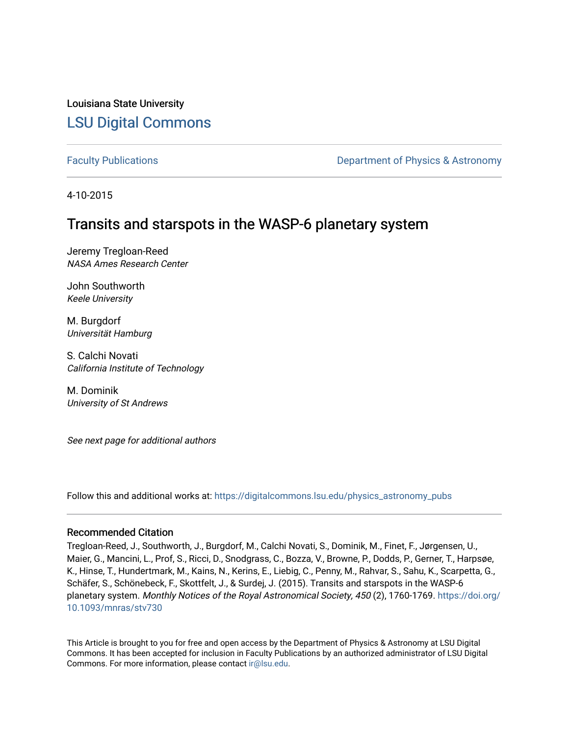Louisiana State University

# LSU Digital Commons

Faculty Publications

Department of Physics & Astronomy

4-10-2015

## Transits and starspots in the WASP-6 planetary system

Jeremy Tregloan-Reed
*NASA Ames Research Center*

John Southworth
*Keele University*

M. Burgdorf
*Universität Hamburg*

S. Calchi Novati
*California Institute of Technology*

M. Dominik
*University of St Andrews*

*See next page for additional authors*

Follow this and additional works at: https://digitalcommons.lsu.edu/physics_astronomy_pubs

### Recommended Citation

Tregloan-Reed, J., Southworth, J., Burgdorf, M., Calchi Novati, S., Dominik, M., Finet, F., Jørgensen, U., Maier, G., Mancini, L., Prof, S., Ricci, D., Snodgrass, C., Bozza, V., Browne, P., Dodds, P., Gerner, T., Harpsøe, K., Hinse, T., Hundertmark, M., Kains, N., Kerins, E., Liebig, C., Penny, M., Rahvar, S., Sahu, K., Scarpetta, G., Schäfer, S., Schönebeck, F., Skottfelt, J., & Surdej, J. (2015). Transits and starspots in the WASP-6 planetary system. *Monthly Notices of the Royal Astronomical Society, 450* (2), 1760-1769. https://doi.org/10.1093/mnras/stv730

This Article is brought to you for free and open access by the Department of Physics & Astronomy at LSU Digital Commons. It has been accepted for inclusion in Faculty Publications by an authorized administrator of LSU Digital Commons. For more information, please contact ir@lsu.edu.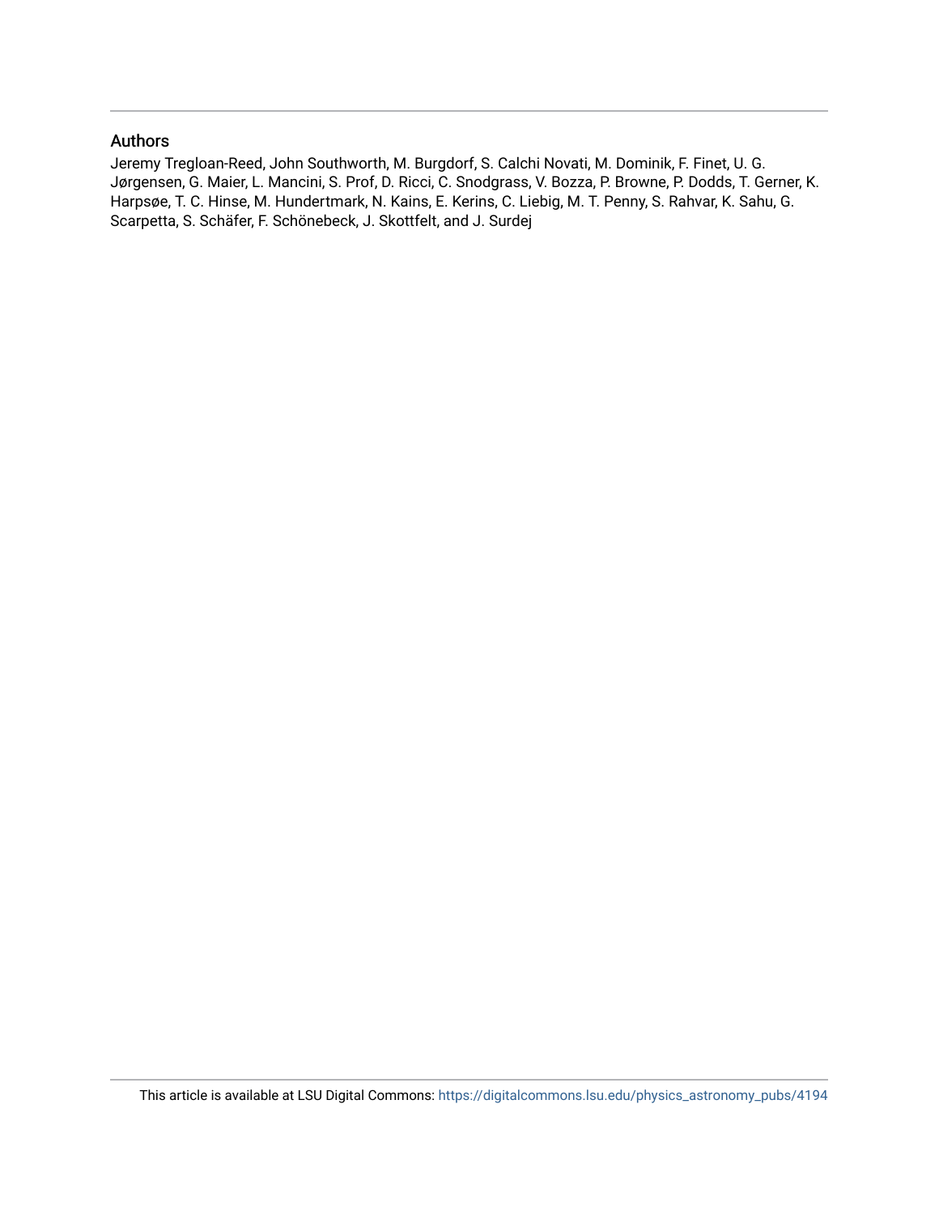## Authors

Jeremy Tregloan-Reed, John Southworth, M. Burgdorf, S. Calchi Novati, M. Dominik, F. Finet, U. G. Jørgensen, G. Maier, L. Mancini, S. Prof, D. Ricci, C. Snodgrass, V. Bozza, P. Browne, P. Dodds, T. Gerner, K. Harpsøe, T. C. Hinse, M. Hundertmark, N. Kains, E. Kerins, C. Liebig, M. T. Penny, S. Rahvar, K. Sahu, G. Scarpetta, S. Schäfer, F. Schönebeck, J. Skottfelt, and J. Surdej

This article is available at LSU Digital Commons: https://digitalcommons.lsu.edu/physics_astronomy_pubs/4194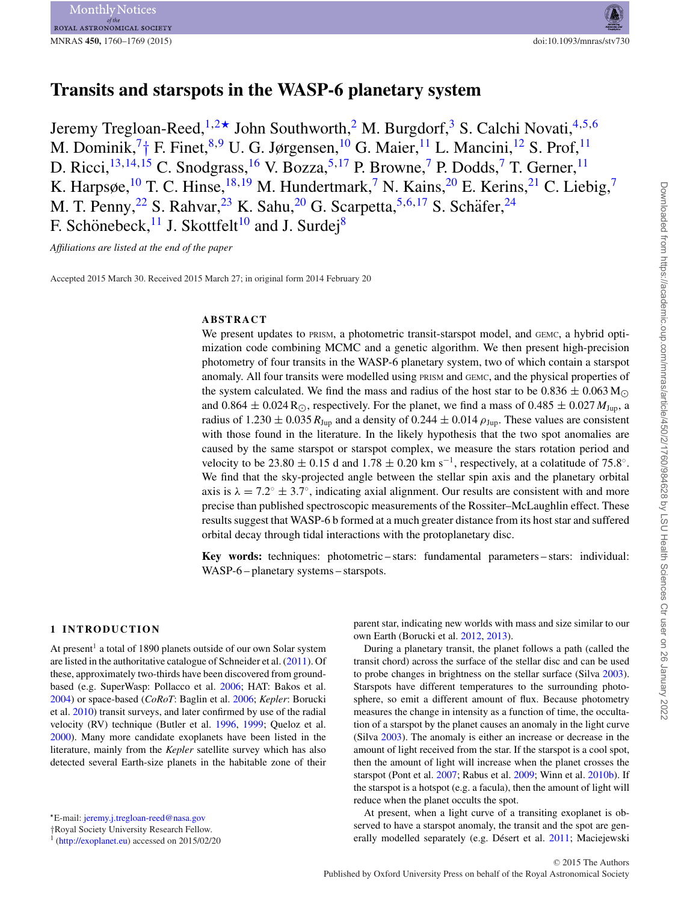# Transits and starspots in the WASP-6 planetary system

Jeremy Tregloan-Reed,[1,2★] John Southworth,[2] M. Burgdorf,[3] S. Calchi Novati,[4,5,6] M. Dominik,[7†] F. Finet,[8,9] U. G. Jørgensen,[10] G. Maier,[11] L. Mancini,[12] S. Prof,[11] D. Ricci,[13,14,15] C. Snodgrass,[16] V. Bozza,[5,17] P. Browne,[7] P. Dodds,[7] T. Gerner,[11] K. Harpsøe,[10] T. C. Hinse,[18,19] M. Hundertmark,[7] N. Kains,[20] E. Kerins,[21] C. Liebig,[7] M. T. Penny,[22] S. Rahvar,[23] K. Sahu,[20] G. Scarpetta,[5,6,17] S. Schäfer,[24] F. Schönebeck,[11] J. Skottfelt[10] and J. Surdej[8]

*Affiliations are listed at the end of the paper*

Accepted 2015 March 30. Received 2015 March 27; in original form 2014 February 20

## ABSTRACT

We present updates to PRISM, a photometric transit-starspot model, and GEMC, a hybrid optimization code combining MCMC and a genetic algorithm. We then present high-precision photometry of four transits in the WASP-6 planetary system, two of which contain a starspot anomaly. All four transits were modelled using PRISM and GEMC, and the physical properties of the system calculated. We find the mass and radius of the host star to be $0.836 \pm 0.063\,\mathrm{M}_\odot$ and $0.864 \pm 0.024\,\mathrm{R}_\odot$, respectively. For the planet, we find a mass of $0.485 \pm 0.027\,M_{\mathrm{Jup}}$, a radius of $1.230 \pm 0.035\,R_{\mathrm{Jup}}$ and a density of $0.244 \pm 0.014\,\rho_{\mathrm{Jup}}$. These values are consistent with those found in the literature. In the likely hypothesis that the two spot anomalies are caused by the same starspot or starspot complex, we measure the stars rotation period and velocity to be $23.80 \pm 0.15$ d and $1.78 \pm 0.20$ km s$^{-1}$, respectively, at a colatitude of 75.8°. We find that the sky-projected angle between the stellar spin axis and the planetary orbital axis is $\lambda = 7.2° \pm 3.7°$, indicating axial alignment. Our results are consistent with and more precise than published spectroscopic measurements of the Rossiter–McLaughlin effect. These results suggest that WASP-6 b formed at a much greater distance from its host star and suffered orbital decay through tidal interactions with the protoplanetary disc.

**Key words:** techniques: photometric – stars: fundamental parameters – stars: individual: WASP-6 – planetary systems – starspots.

## 1 INTRODUCTION

At present[1] a total of 1890 planets outside of our own Solar system are listed in the authoritative catalogue of Schneider et al. (2011). Of these, approximately two-thirds have been discovered from ground-based (e.g. SuperWasp: Pollacco et al. 2006; HAT: Bakos et al. 2004) or space-based (*CoRoT*: Baglin et al. 2006; *Kepler*: Borucki et al. 2010) transit surveys, and later confirmed by use of the radial velocity (RV) technique (Butler et al. 1996, 1999; Queloz et al. 2000). Many more candidate exoplanets have been listed in the literature, mainly from the *Kepler* satellite survey which has also detected several Earth-size planets in the habitable zone of their parent star, indicating new worlds with mass and size similar to our own Earth (Borucki et al. 2012, 2013).

During a planetary transit, the planet follows a path (called the transit chord) across the surface of the stellar disc and can be used to probe changes in brightness on the stellar surface (Silva 2003). Starspots have different temperatures to the surrounding photosphere, so emit a different amount of flux. Because photometry measures the change in intensity as a function of time, the occultation of a starspot by the planet causes an anomaly in the light curve (Silva 2003). The anomaly is either an increase or decrease in the amount of light received from the star. If the starspot is a cool spot, then the amount of light will increase when the planet crosses the starspot (Pont et al. 2007; Rabus et al. 2009; Winn et al. 2010b). If the starspot is a hotspot (e.g. a facula), then the amount of light will reduce when the planet occults the spot.

At present, when a light curve of a transiting exoplanet is observed to have a starspot anomaly, the transit and the spot are generally modelled separately (e.g. Désert et al. 2011; Maciejewski

★E-mail: jeremy.j.tregloan-reed@nasa.gov

†Royal Society University Research Fellow.

[1] (http://exoplanet.eu) accessed on 2015/02/20

© 2015 The Authors
Published by Oxford University Press on behalf of the Royal Astronomical Society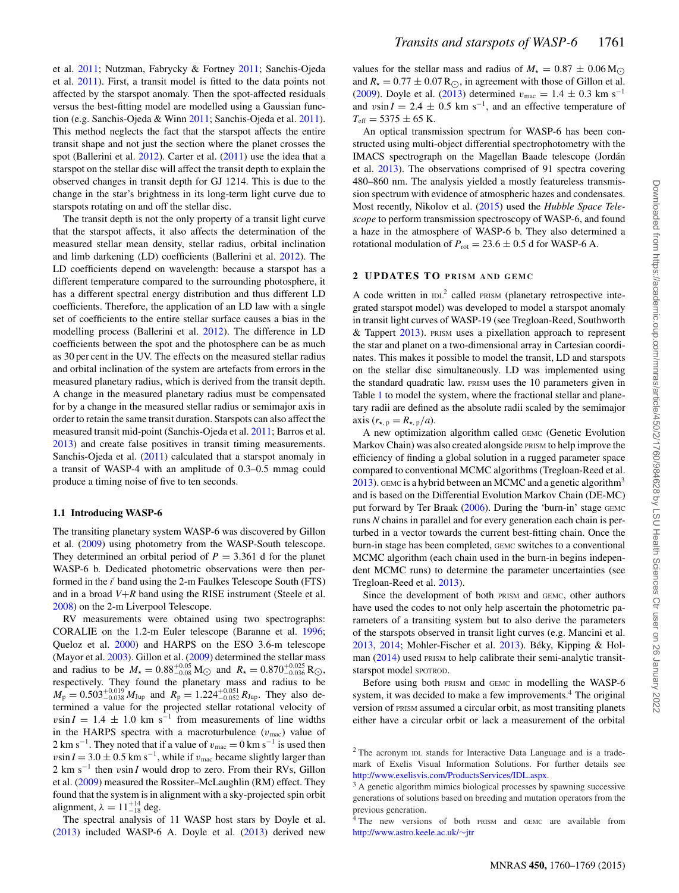et al. 2011; Nutzman, Fabrycky & Fortney 2011; Sanchis-Ojeda et al. 2011). First, a transit model is fitted to the data points not affected by the starspot anomaly. Then the spot-affected residuals versus the best-fitting model are modelled using a Gaussian function (e.g. Sanchis-Ojeda & Winn 2011; Sanchis-Ojeda et al. 2011). This method neglects the fact that the starspot affects the entire transit shape and not just the section where the planet crosses the spot (Ballerini et al. 2012). Carter et al. (2011) use the idea that a starspot on the stellar disc will affect the transit depth to explain the observed changes in transit depth for GJ 1214. This is due to the change in the star's brightness in its long-term light curve due to starspots rotating on and off the stellar disc.

The transit depth is not the only property of a transit light curve that the starspot affects, it also affects the determination of the measured stellar mean density, stellar radius, orbital inclination and limb darkening (LD) coefficients (Ballerini et al. 2012). The LD coefficients depend on wavelength: because a starspot has a different temperature compared to the surrounding photosphere, it has a different spectral energy distribution and thus different LD coefficients. Therefore, the application of an LD law with a single set of coefficients to the entire stellar surface causes a bias in the modelling process (Ballerini et al. 2012). The difference in LD coefficients between the spot and the photosphere can be as much as 30 per cent in the UV. The effects on the measured stellar radius and orbital inclination of the system are artefacts from errors in the measured planetary radius, which is derived from the transit depth. A change in the measured planetary radius must be compensated for by a change in the measured stellar radius or semimajor axis in order to retain the same transit duration. Starspots can also affect the measured transit mid-point (Sanchis-Ojeda et al. 2011; Barros et al. 2013) and create false positives in transit timing measurements. Sanchis-Ojeda et al. (2011) calculated that a starspot anomaly in a transit of WASP-4 with an amplitude of 0.3–0.5 mmag could produce a timing noise of five to ten seconds.

### 1.1 Introducing WASP-6

The transiting planetary system WASP-6 was discovered by Gillon et al. (2009) using photometry from the WASP-South telescope. They determined an orbital period of $P = 3.361$ d for the planet WASP-6 b. Dedicated photometric observations were then performed in the $i'$ band using the 2-m Faulkes Telescope South (FTS) and in a broad $V{+}R$ band using the RISE instrument (Steele et al. 2008) on the 2-m Liverpool Telescope.

RV measurements were obtained using two spectrographs: CORALIE on the 1.2-m Euler telescope (Baranne et al. 1996; Queloz et al. 2000) and HARPS on the ESO 3.6-m telescope (Mayor et al. 2003). Gillon et al. (2009) determined the stellar mass and radius to be $M_\star = 0.88^{+0.05}_{-0.08}\,\mathrm{M}_\odot$ and $R_\star = 0.870^{+0.025}_{-0.036}\,\mathrm{R}_\odot$, respectively. They found the planetary mass and radius to be $M_\mathrm{p} = 0.503^{+0.019}_{-0.038}\,M_\mathrm{Jup}$ and $R_\mathrm{p} = 1.224^{+0.051}_{-0.052}\,R_\mathrm{Jup}$. They also determined a value for the projected stellar rotational velocity of $v\sin I = 1.4 \pm 1.0$ km s$^{-1}$ from measurements of line widths in the HARPS spectra with a macroturbulence ($v_\mathrm{mac}$) value of 2 km s$^{-1}$. They noted that if a value of $v_\mathrm{mac} = 0$ km s$^{-1}$ is used then $v\sin I = 3.0 \pm 0.5$ km s$^{-1}$, while if $v_\mathrm{mac}$ became slightly larger than 2 km s$^{-1}$ then $v\sin I$ would drop to zero. From their RVs, Gillon et al. (2009) measured the Rossiter–McLaughlin (RM) effect. They found that the system is in alignment with a sky-projected spin orbit alignment, $\lambda = 11^{+14}_{-18}$ deg.

The spectral analysis of 11 WASP host stars by Doyle et al. (2013) included WASP-6 A. Doyle et al. (2013) derived new values for the stellar mass and radius of $M_\star = 0.87 \pm 0.06\,\mathrm{M}_\odot$ and $R_\star = 0.77 \pm 0.07\,\mathrm{R}_\odot$, in agreement with those of Gillon et al. (2009). Doyle et al. (2013) determined $v_\mathrm{mac} = 1.4 \pm 0.3$ km s$^{-1}$ and $v\sin I = 2.4 \pm 0.5$ km s$^{-1}$, and an effective temperature of $T_\mathrm{eff} = 5375 \pm 65$ K.

An optical transmission spectrum for WASP-6 has been constructed using multi-object differential spectrophotometry with the IMACS spectrograph on the Magellan Baade telescope (Jordán et al. 2013). The observations comprised of 91 spectra covering 480–860 nm. The analysis yielded a mostly featureless transmission spectrum with evidence of atmospheric hazes and condensates. Most recently, Nikolov et al. (2015) used the *Hubble Space Telescope* to perform transmission spectroscopy of WASP-6, and found a haze in the atmosphere of WASP-6 b. They also determined a rotational modulation of $P_\mathrm{rot} = 23.6 \pm 0.5$ d for WASP-6 A.

## 2 UPDATES TO PRISM AND GEMC

A code written in IDL[2] called PRISM (planetary retrospective integrated starspot model) was developed to model a starspot anomaly in transit light curves of WASP-19 (see Tregloan-Reed, Southworth & Tappert 2013). PRISM uses a pixellation approach to represent the star and planet on a two-dimensional array in Cartesian coordinates. This makes it possible to model the transit, LD and starspots on the stellar disc simultaneously. LD was implemented using the standard quadratic law. PRISM uses the 10 parameters given in Table 1 to model the system, where the fractional stellar and planetary radii are defined as the absolute radii scaled by the semimajor axis ($r_{\star,\,\mathrm{p}} = R_{\star,\,\mathrm{p}}/a$).

A new optimization algorithm called GEMC (Genetic Evolution Markov Chain) was also created alongside PRISM to help improve the efficiency of finding a global solution in a rugged parameter space compared to conventional MCMC algorithms (Tregloan-Reed et al. 2013). GEMC is a hybrid between an MCMC and a genetic algorithm[3] and is based on the Differential Evolution Markov Chain (DE-MC) put forward by Ter Braak (2006). During the 'burn-in' stage GEMC runs $N$ chains in parallel and for every generation each chain is perturbed in a vector towards the current best-fitting chain. Once the burn-in stage has been completed, GEMC switches to a conventional MCMC algorithm (each chain used in the burn-in begins independent MCMC runs) to determine the parameter uncertainties (see Tregloan-Reed et al. 2013).

Since the development of both PRISM and GEMC, other authors have used the codes to not only help ascertain the photometric parameters of a transiting system but to also derive the parameters of the starspots observed in transit light curves (e.g. Mancini et al. 2013, 2014; Mohler-Fischer et al. 2013). Béky, Kipping & Holman (2014) used PRISM to help calibrate their semi-analytic transit-starspot model SPOTROD.

Before using both PRISM and GEMC in modelling the WASP-6 system, it was decided to make a few improvements.[4] The original version of PRISM assumed a circular orbit, as most transiting planets either have a circular orbit or lack a measurement of the orbital

[2] The acronym IDL stands for Interactive Data Language and is a trademark of Exelis Visual Information Solutions. For further details see http://www.exelisvis.com/ProductsServices/IDL.aspx.

[3] A genetic algorithm mimics biological processes by spawning successive generations of solutions based on breeding and mutation operators from the previous generation.

[4] The new versions of both PRISM and GEMC are available from http://www.astro.keele.ac.uk/~jtr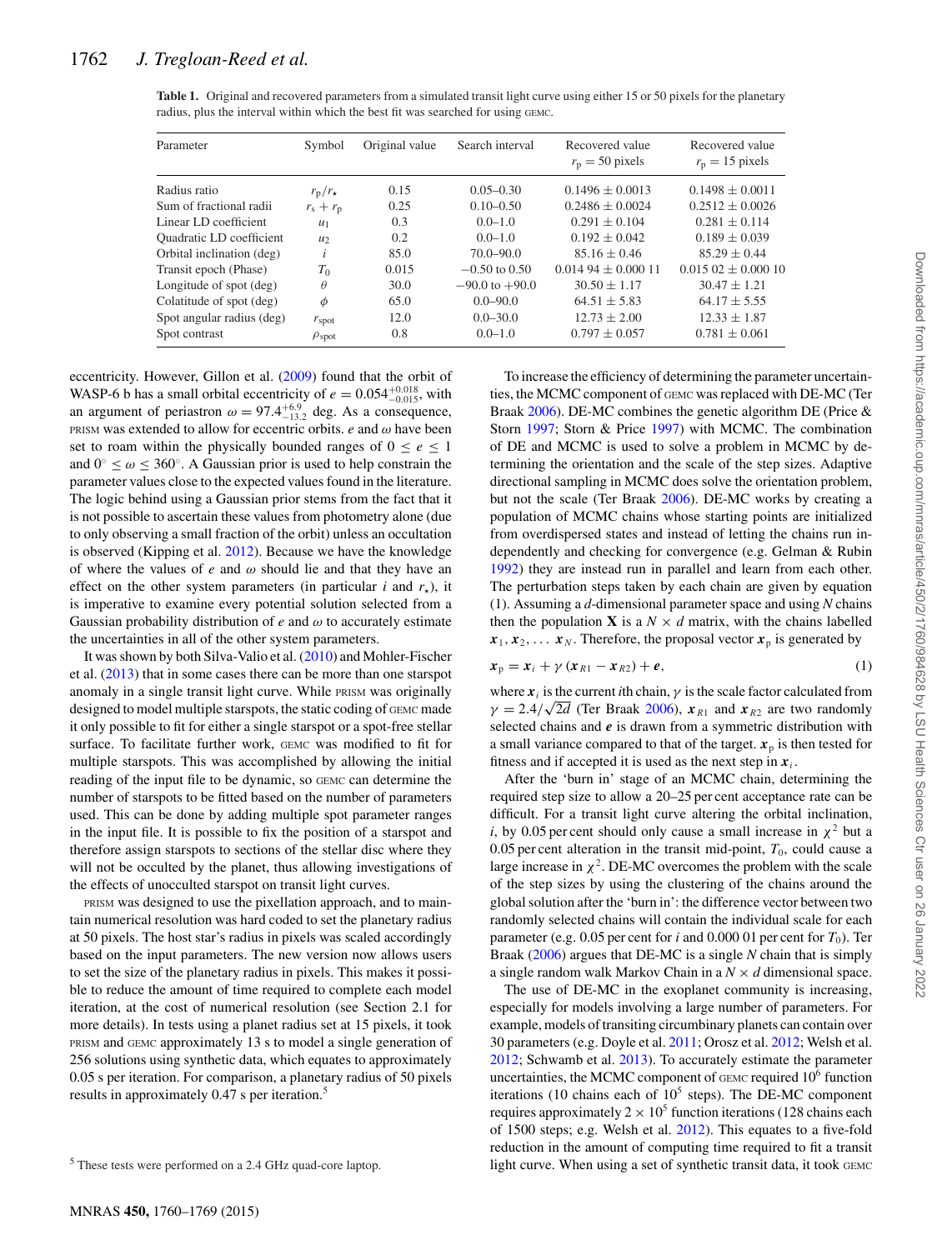**Table 1.** Original and recovered parameters from a simulated transit light curve using either 15 or 50 pixels for the planetary radius, plus the interval within which the best fit was searched for using GEMC.

| Parameter | Symbol | Original value | Search interval | Recovered value $r_\mathrm{p}$ = 50 pixels | Recovered value $r_\mathrm{p}$ = 15 pixels |
|---|---|---|---|---|---|
| Radius ratio | $r_\mathrm{p}/r_\star$ | 0.15 | 0.05–0.30 | $0.1496 \pm 0.0013$ | $0.1498 \pm 0.0011$ |
| Sum of fractional radii | $r_\mathrm{s} + r_\mathrm{p}$ | 0.25 | 0.10–0.50 | $0.2486 \pm 0.0024$ | $0.2512 \pm 0.0026$ |
| Linear LD coefficient | $u_1$ | 0.3 | 0.0–1.0 | $0.291 \pm 0.104$ | $0.281 \pm 0.114$ |
| Quadratic LD coefficient | $u_2$ | 0.2 | 0.0–1.0 | $0.192 \pm 0.042$ | $0.189 \pm 0.039$ |
| Orbital inclination (deg) | $i$ | 85.0 | 70.0–90.0 | $85.16 \pm 0.46$ | $85.29 \pm 0.44$ |
| Transit epoch (Phase) | $T_0$ | 0.015 | −0.50 to 0.50 | $0.014\,94 \pm 0.000\,11$ | $0.015\,02 \pm 0.000\,10$ |
| Longitude of spot (deg) | $\theta$ | 30.0 | −90.0 to +90.0 | $30.50 \pm 1.17$ | $30.47 \pm 1.21$ |
| Colatitude of spot (deg) | $\phi$ | 65.0 | 0.0–90.0 | $64.51 \pm 5.83$ | $64.17 \pm 5.55$ |
| Spot angular radius (deg) | $r_\mathrm{spot}$ | 12.0 | 0.0–30.0 | $12.73 \pm 2.00$ | $12.33 \pm 1.87$ |
| Spot contrast | $\rho_\mathrm{spot}$ | 0.8 | 0.0–1.0 | $0.797 \pm 0.057$ | $0.781 \pm 0.061$ |

eccentricity. However, Gillon et al. (2009) found that the orbit of WASP-6 b has a small orbital eccentricity of $e = 0.054^{+0.018}_{-0.015}$, with an argument of periastron $\omega = 97.4^{+6.9}_{-13.2}$ deg. As a consequence, PRISM was extended to allow for eccentric orbits. $e$ and $\omega$ have been set to roam within the physically bounded ranges of $0 \le e \le 1$ and $0^\circ \le \omega \le 360^\circ$. A Gaussian prior is used to help constrain the parameter values close to the expected values found in the literature. The logic behind using a Gaussian prior stems from the fact that it is not possible to ascertain these values from photometry alone (due to only observing a small fraction of the orbit) unless an occultation is observed (Kipping et al. 2012). Because we have the knowledge of where the values of $e$ and $\omega$ should lie and that they have an effect on the other system parameters (in particular $i$ and $r_\star$), it is imperative to examine every potential solution selected from a Gaussian probability distribution of $e$ and $\omega$ to accurately estimate the uncertainties in all of the other system parameters.

It was shown by both Silva-Valio et al. (2010) and Mohler-Fischer et al. (2013) that in some cases there can be more than one starspot anomaly in a single transit light curve. While PRISM was originally designed to model multiple starspots, the static coding of GEMC made it only possible to fit for either a single starspot or a spot-free stellar surface. To facilitate further work, GEMC was modified to fit for multiple starspots. This was accomplished by allowing the initial reading of the input file to be dynamic, so GEMC can determine the number of starspots to be fitted based on the number of parameters used. This can be done by adding multiple spot parameter ranges in the input file. It is possible to fix the position of a starspot and therefore assign starspots to sections of the stellar disc where they will not be occulted by the planet, thus allowing investigations of the effects of unocculted starspot on transit light curves.

PRISM was designed to use the pixellation approach, and to maintain numerical resolution was hard coded to set the planetary radius at 50 pixels. The host star's radius in pixels was scaled accordingly based on the input parameters. The new version now allows users to set the size of the planetary radius in pixels. This makes it possible to reduce the amount of time required to complete each model iteration, at the cost of numerical resolution (see Section 2.1 for more details). In tests using a planet radius set at 15 pixels, it took PRISM and GEMC approximately 13 s to model a single generation of 256 solutions using synthetic data, which equates to approximately 0.05 s per iteration. For comparison, a planetary radius of 50 pixels results in approximately 0.47 s per iteration.[5]

[5] These tests were performed on a 2.4 GHz quad-core laptop.

To increase the efficiency of determining the parameter uncertainties, the MCMC component of GEMC was replaced with DE-MC (Ter Braak 2006). DE-MC combines the genetic algorithm DE (Price & Storn 1997; Storn & Price 1997) with MCMC. The combination of DE and MCMC is used to solve a problem in MCMC by determining the orientation and the scale of the step sizes. Adaptive directional sampling in MCMC does solve the orientation problem, but not the scale (Ter Braak 2006). DE-MC works by creating a population of MCMC chains whose starting points are initialized from overdispersed states and instead of letting the chains run independently and checking for convergence (e.g. Gelman & Rubin 1992) they are instead run in parallel and learn from each other. The perturbation steps taken by each chain are given by equation (1). Assuming a $d$-dimensional parameter space and using $N$ chains then the population $\mathbf{X}$ is a $N \times d$ matrix, with the chains labelled $\boldsymbol{x}_1, \boldsymbol{x}_2, \ldots \boldsymbol{x}_N$. Therefore, the proposal vector $\boldsymbol{x}_\mathrm{p}$ is generated by

$$\boldsymbol{x}_\mathrm{p} = \boldsymbol{x}_i + \gamma\,(\boldsymbol{x}_{R1} - \boldsymbol{x}_{R2}) + \boldsymbol{e}, \tag{1}$$

where $\boldsymbol{x}_i$ is the current $i$th chain, $\gamma$ is the scale factor calculated from $\gamma = 2.4/\sqrt{2d}$ (Ter Braak 2006), $\boldsymbol{x}_{R1}$ and $\boldsymbol{x}_{R2}$ are two randomly selected chains and $\boldsymbol{e}$ is drawn from a symmetric distribution with a small variance compared to that of the target. $\boldsymbol{x}_\mathrm{p}$ is then tested for fitness and if accepted it is used as the next step in $\boldsymbol{x}_i$.

After the 'burn in' stage of an MCMC chain, determining the required step size to allow a 20–25 per cent acceptance rate can be difficult. For a transit light curve altering the orbital inclination, $i$, by 0.05 per cent should only cause a small increase in $\chi^2$ but a 0.05 per cent alteration in the transit mid-point, $T_0$, could cause a large increase in $\chi^2$. DE-MC overcomes the problem with the scale of the step sizes by using the clustering of the chains around the global solution after the 'burn in': the difference vector between two randomly selected chains will contain the individual scale for each parameter (e.g. 0.05 per cent for $i$ and 0.000 01 per cent for $T_0$). Ter Braak (2006) argues that DE-MC is a single $N$ chain that is simply a single random walk Markov Chain in a $N \times d$ dimensional space.

The use of DE-MC in the exoplanet community is increasing, especially for models involving a large number of parameters. For example, models of transiting circumbinary planets can contain over 30 parameters (e.g. Doyle et al. 2011; Orosz et al. 2012; Welsh et al. 2012; Schwamb et al. 2013). To accurately estimate the parameter uncertainties, the MCMC component of GEMC required $10^6$ function iterations (10 chains each of $10^5$ steps). The DE-MC component requires approximately $2 \times 10^5$ function iterations (128 chains each of 1500 steps; e.g. Welsh et al. 2012). This equates to a five-fold reduction in the amount of computing time required to fit a transit light curve. When using a set of synthetic transit data, it took GEMC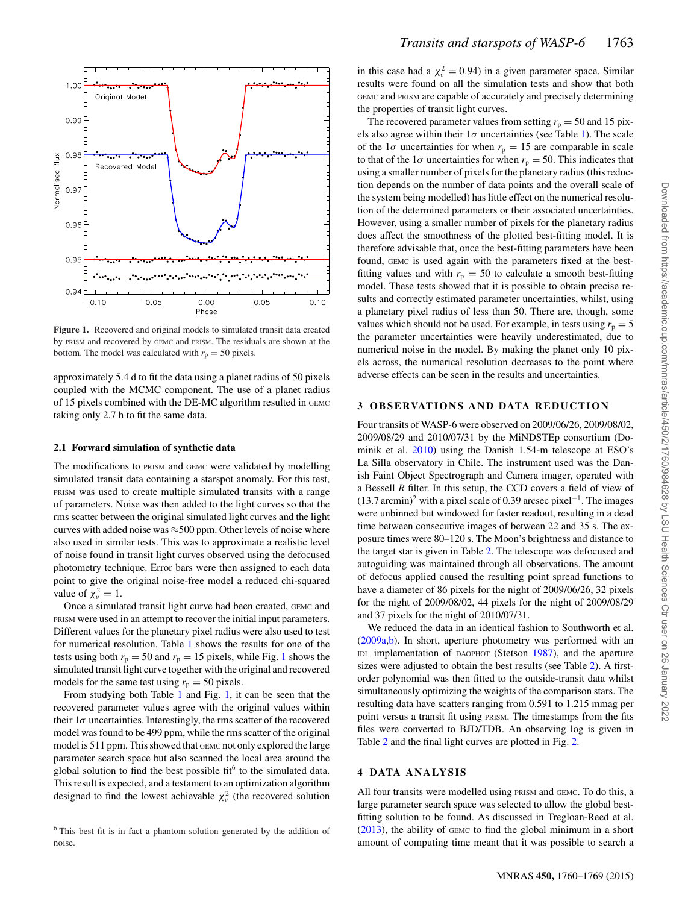Figure 1. Recovered and original models to simulated transit data created by PRISM and recovered by GEMC and PRISM. The residuals are shown at the bottom. The model was calculated with $r_p = 50$ pixels.

approximately 5.4 d to fit the data using a planet radius of 50 pixels coupled with the MCMC component. The use of a planet radius of 15 pixels combined with the DE-MC algorithm resulted in GEMC taking only 2.7 h to fit the same data.

### 2.1 Forward simulation of synthetic data

The modifications to PRISM and GEMC were validated by modelling simulated transit data containing a starspot anomaly. For this test, PRISM was used to create multiple simulated transits with a range of parameters. Noise was then added to the light curves so that the rms scatter between the original simulated light curves and the light curves with added noise was ≈500 ppm. Other levels of noise where also used in similar tests. This was to approximate a realistic level of noise found in transit light curves observed using the defocused photometry technique. Error bars were then assigned to each data point to give the original noise-free model a reduced chi-squared value of $\chi^2_\nu = 1$.

Once a simulated transit light curve had been created, GEMC and PRISM were used in an attempt to recover the initial input parameters. Different values for the planetary pixel radius were also used to test for numerical resolution. Table 1 shows the results for one of the tests using both $r_p = 50$ and $r_p = 15$ pixels, while Fig. 1 shows the simulated transit light curve together with the original and recovered models for the same test using $r_p = 50$ pixels.

From studying both Table 1 and Fig. 1, it can be seen that the recovered parameter values agree with the original values within their 1$\sigma$ uncertainties. Interestingly, the rms scatter of the recovered model was found to be 499 ppm, while the rms scatter of the original model is 511 ppm. This showed that GEMC not only explored the large parameter search space but also scanned the local area around the global solution to find the best possible fit[6] to the simulated data. This result is expected, and a testament to an optimization algorithm designed to find the lowest achievable $\chi^2_\nu$ (the recovered solution in this case had a $\chi^2_\nu = 0.94$) in a given parameter space. Similar results were found on all the simulation tests and show that both GEMC and PRISM are capable of accurately and precisely determining the properties of transit light curves.

The recovered parameter values from setting $r_p = 50$ and 15 pixels also agree within their 1$\sigma$ uncertainties (see Table 1). The scale of the 1$\sigma$ uncertainties for when $r_p = 15$ are comparable in scale to that of the 1$\sigma$ uncertainties for when $r_p = 50$. This indicates that using a smaller number of pixels for the planetary radius (this reduction depends on the number of data points and the overall scale of the system being modelled) has little effect on the numerical resolution of the determined parameters or their associated uncertainties. However, using a smaller number of pixels for the planetary radius does affect the smoothness of the plotted best-fitting model. It is therefore advisable that, once the best-fitting parameters have been found, GEMC is used again with the parameters fixed at the best-fitting values and with $r_p = 50$ to calculate a smooth best-fitting model. These tests showed that it is possible to obtain precise results and correctly estimated parameter uncertainties, whilst, using a planetary pixel radius of less than 50. There are, though, some values which should not be used. For example, in tests using $r_p = 5$ the parameter uncertainties were heavily underestimated, due to numerical noise in the model. By making the planet only 10 pixels across, the numerical resolution decreases to the point where adverse effects can be seen in the results and uncertainties.

[6] This best fit is in fact a phantom solution generated by the addition of noise.

## 3 OBSERVATIONS AND DATA REDUCTION

Four transits of WASP-6 were observed on 2009/06/26, 2009/08/02, 2009/08/29 and 2010/07/31 by the MiNDSTEp consortium (Dominik et al. 2010) using the Danish 1.54-m telescope at ESO's La Silla observatory in Chile. The instrument used was the Danish Faint Object Spectrograph and Camera imager, operated with a Bessell $R$ filter. In this setup, the CCD covers a field of view of $(13.7\,\text{arcmin})^2$ with a pixel scale of 0.39 arcsec pixel$^{-1}$. The images were unbinned but windowed for faster readout, resulting in a dead time between consecutive images of between 22 and 35 s. The exposure times were 80–120 s. The Moon's brightness and distance to the target star is given in Table 2. The telescope was defocused and autoguiding was maintained through all observations. The amount of defocus applied caused the resulting point spread functions to have a diameter of 86 pixels for the night of 2009/06/26, 32 pixels for the night of 2009/08/02, 44 pixels for the night of 2009/08/29 and 37 pixels for the night of 2010/07/31.

We reduced the data in an identical fashion to Southworth et al. (2009a,b). In short, aperture photometry was performed with an IDL implementation of DAOPHOT (Stetson 1987), and the aperture sizes were adjusted to obtain the best results (see Table 2). A first-order polynomial was then fitted to the outside-transit data whilst simultaneously optimizing the weights of the comparison stars. The resulting data have scatters ranging from 0.591 to 1.215 mmag per point versus a transit fit using PRISM. The timestamps from the fits files were converted to BJD/TDB. An observing log is given in Table 2 and the final light curves are plotted in Fig. 2.

## 4 DATA ANALYSIS

All four transits were modelled using PRISM and GEMC. To do this, a large parameter search space was selected to allow the global best-fitting solution to be found. As discussed in Tregloan-Reed et al. (2013), the ability of GEMC to find the global minimum in a short amount of computing time meant that it was possible to search a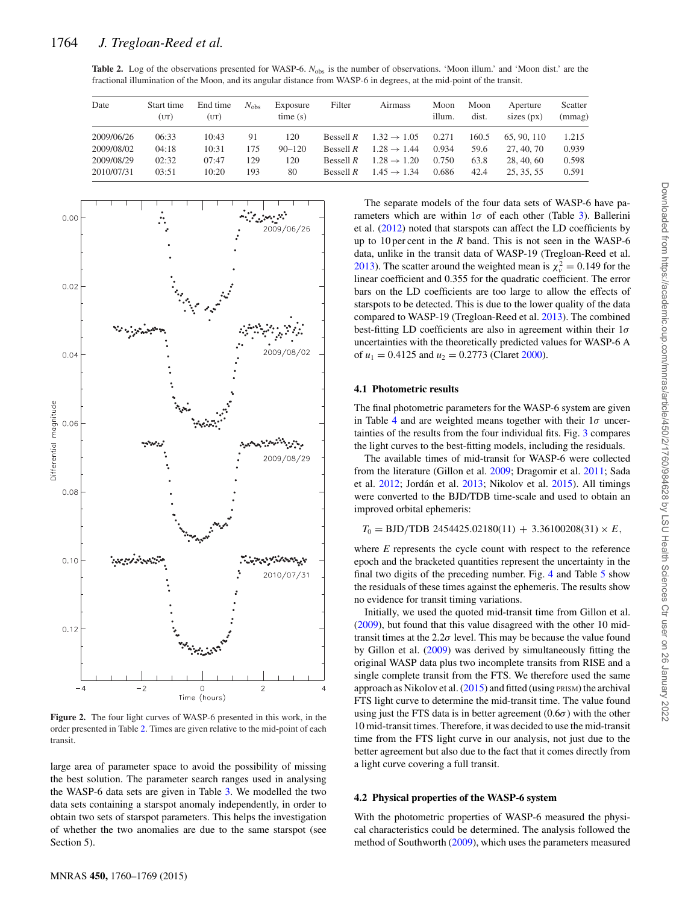**Table 2.** Log of the observations presented for WASP-6. $N_{\rm obs}$ is the number of observations. 'Moon illum.' and 'Moon dist.' are the fractional illumination of the Moon, and its angular distance from WASP-6 in degrees, at the mid-point of the transit.

| Date | Start time (UT) | End time (UT) | $N_{\rm obs}$ | Exposure time (s) | Filter | Airmass | Moon illum. | Moon dist. | Aperture sizes (px) | Scatter (mmag) |
|---|---|---|---|---|---|---|---|---|---|---|
| 2009/06/26 | 06:33 | 10:43 | 91 | 120 | Bessell $R$ | $1.32 \rightarrow 1.05$ | 0.271 | 160.5 | 65, 90, 110 | 1.215 |
| 2009/08/02 | 04:18 | 10:31 | 175 | 90–120 | Bessell $R$ | $1.28 \rightarrow 1.44$ | 0.934 | 59.6 | 27, 40, 70 | 0.939 |
| 2009/08/29 | 02:32 | 07:47 | 129 | 120 | Bessell $R$ | $1.28 \rightarrow 1.20$ | 0.750 | 63.8 | 28, 40, 60 | 0.598 |
| 2010/07/31 | 03:51 | 10:20 | 193 | 80 | Bessell $R$ | $1.45 \rightarrow 1.34$ | 0.686 | 42.4 | 25, 35, 55 | 0.591 |

**Figure 2.** The four light curves of WASP-6 presented in this work, in the order presented in Table 2. Times are given relative to the mid-point of each transit.

large area of parameter space to avoid the possibility of missing the best solution. The parameter search ranges used in analysing the WASP-6 data sets are given in Table 3. We modelled the two data sets containing a starspot anomaly independently, in order to obtain two sets of starspot parameters. This helps the investigation of whether the two anomalies are due to the same starspot (see Section 5).

The separate models of the four data sets of WASP-6 have parameters which are within $1\sigma$ of each other (Table 3). Ballerini et al. (2012) noted that starspots can affect the LD coefficients by up to 10 per cent in the $R$ band. This is not seen in the WASP-6 data, unlike in the transit data of WASP-19 (Tregloan-Reed et al. 2013). The scatter around the weighted mean is $\chi^2_\nu = 0.149$ for the linear coefficient and 0.355 for the quadratic coefficient. The error bars on the LD coefficients are too large to allow the effects of starspots to be detected. This is due to the lower quality of the data compared to WASP-19 (Tregloan-Reed et al. 2013). The combined best-fitting LD coefficients are also in agreement within their $1\sigma$ uncertainties with the theoretically predicted values for WASP-6 A of $u_1 = 0.4125$ and $u_2 = 0.2773$ (Claret 2000).

### 4.1 Photometric results

The final photometric parameters for the WASP-6 system are given in Table 4 and are weighted means together with their $1\sigma$ uncertainties of the results from the four individual fits. Fig. 3 compares the light curves to the best-fitting models, including the residuals.

The available times of mid-transit for WASP-6 were collected from the literature (Gillon et al. 2009; Dragomir et al. 2011; Sada et al. 2012; Jordán et al. 2013; Nikolov et al. 2015). All timings were converted to the BJD/TDB time-scale and used to obtain an improved orbital ephemeris:

$$T_0 = \text{BJD/TDB } 2454425.02180(11) + 3.36100208(31) \times E,$$

where $E$ represents the cycle count with respect to the reference epoch and the bracketed quantities represent the uncertainty in the final two digits of the preceding number. Fig. 4 and Table 5 show the residuals of these times against the ephemeris. The results show no evidence for transit timing variations.

Initially, we used the quoted mid-transit time from Gillon et al. (2009), but found that this value disagreed with the other 10 mid-transit times at the $2.2\sigma$ level. This may be because the value found by Gillon et al. (2009) was derived by simultaneously fitting the original WASP data plus two incomplete transits from RISE and a single complete transit from the FTS. We therefore used the same approach as Nikolov et al. (2015) and fitted (using PRISM) the archival FTS light curve to determine the mid-transit time. The value found using just the FTS data is in better agreement ($0.6\sigma$) with the other 10 mid-transit times. Therefore, it was decided to use the mid-transit time from the FTS light curve in our analysis, not just due to the better agreement but also due to the fact that it comes directly from a light curve covering a full transit.

### 4.2 Physical properties of the WASP-6 system

With the photometric properties of WASP-6 measured the physical characteristics could be determined. The analysis followed the method of Southworth (2009), which uses the parameters measured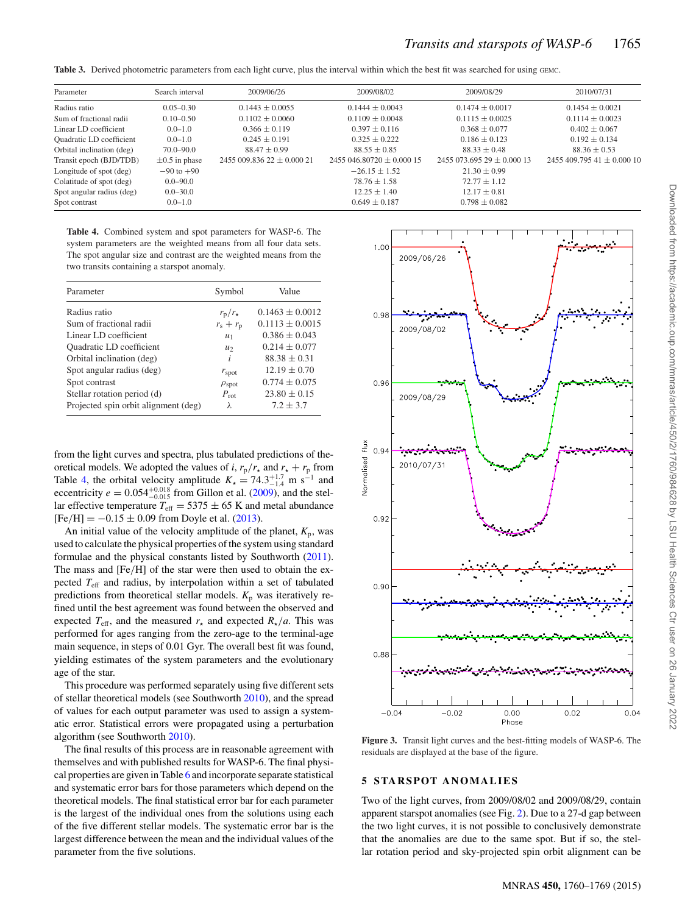**Table 3.** Derived photometric parameters from each light curve, plus the interval within which the best fit was searched for using GEMC.

| Parameter | Search interval | 2009/06/26 | 2009/08/02 | 2009/08/29 | 2010/07/31 |
|---|---|---|---|---|---|
| Radius ratio | 0.05–0.30 | 0.1443 ± 0.0055 | 0.1444 ± 0.0043 | 0.1474 ± 0.0017 | 0.1454 ± 0.0021 |
| Sum of fractional radii | 0.10–0.50 | 0.1102 ± 0.0060 | 0.1109 ± 0.0048 | 0.1115 ± 0.0025 | 0.1114 ± 0.0023 |
| Linear LD coefficient | 0.0–1.0 | 0.366 ± 0.119 | 0.397 ± 0.116 | 0.368 ± 0.077 | 0.402 ± 0.067 |
| Quadratic LD coefficient | 0.0–1.0 | 0.245 ± 0.191 | 0.325 ± 0.222 | 0.186 ± 0.123 | 0.192 ± 0.134 |
| Orbital inclination (deg) | 70.0–90.0 | 88.47 ± 0.99 | 88.55 ± 0.85 | 88.33 ± 0.48 | 88.36 ± 0.53 |
| Transit epoch (BJD/TDB) | ±0.5 in phase | 2455 009.836 22 ± 0.000 21 | 2455 046.80720 ± 0.000 15 | 2455 073.695 29 ± 0.000 13 | 2455 409.795 41 ± 0.000 10 |
| Longitude of spot (deg) | −90 to +90 | | −26.15 ± 1.52 | 21.30 ± 0.99 | |
| Colatitude of spot (deg) | 0.0–90.0 | | 78.76 ± 1.58 | 72.77 ± 1.12 | |
| Spot angular radius (deg) | 0.0–30.0 | | 12.25 ± 1.40 | 12.17 ± 0.81 | |
| Spot contrast | 0.0–1.0 | | 0.649 ± 0.187 | 0.798 ± 0.082 | |

**Table 4.** Combined system and spot parameters for WASP-6. The system parameters are the weighted means from all four data sets. The spot angular size and contrast are the weighted means from the two transits containing a starspot anomaly.

| Parameter | Symbol | Value |
|---|---|---|
| Radius ratio | $r_{\rm p}/r_\star$ | 0.1463 ± 0.0012 |
| Sum of fractional radii | $r_{\rm s} + r_{\rm p}$ | 0.1113 ± 0.0015 |
| Linear LD coefficient | $u_1$ | 0.386 ± 0.043 |
| Quadratic LD coefficient | $u_2$ | 0.214 ± 0.077 |
| Orbital inclination (deg) | $i$ | 88.38 ± 0.31 |
| Spot angular radius (deg) | $r_{\rm spot}$ | 12.19 ± 0.70 |
| Spot contrast | $\rho_{\rm spot}$ | 0.774 ± 0.075 |
| Stellar rotation period (d) | $P_{\rm rot}$ | 23.80 ± 0.15 |
| Projected spin orbit alignment (deg) | $\lambda$ | 7.2 ± 3.7 |

from the light curves and spectra, plus tabulated predictions of theoretical models. We adopted the values of $i$, $r_{\rm p}/r_\star$ and $r_\star + r_{\rm p}$ from Table 4, the orbital velocity amplitude $K_\star = 74.3^{+1.7}_{-1.4}$ m s$^{-1}$ and eccentricity $e = 0.054^{+0.018}_{-0.015}$ from Gillon et al. (2009), and the stellar effective temperature $T_{\rm eff} = 5375 \pm 65$ K and metal abundance [Fe/H] $= -0.15 \pm 0.09$ from Doyle et al. (2013).

An initial value of the velocity amplitude of the planet, $K_{\rm p}$, was used to calculate the physical properties of the system using standard formulae and the physical constants listed by Southworth (2011). The mass and [Fe/H] of the star were then used to obtain the expected $T_{\rm eff}$ and radius, by interpolation within a set of tabulated predictions from theoretical stellar models. $K_{\rm p}$ was iteratively refined until the best agreement was found between the observed and expected $T_{\rm eff}$, and the measured $r_\star$ and expected $R_\star/a$. This was performed for ages ranging from the zero-age to the terminal-age main sequence, in steps of 0.01 Gyr. The overall best fit was found, yielding estimates of the system parameters and the evolutionary age of the star.

This procedure was performed separately using five different sets of stellar theoretical models (see Southworth 2010), and the spread of values for each output parameter was used to assign a systematic error. Statistical errors were propagated using a perturbation algorithm (see Southworth 2010).

The final results of this process are in reasonable agreement with themselves and with published results for WASP-6. The final physical properties are given in Table 6 and incorporate separate statistical and systematic error bars for those parameters which depend on the theoretical models. The final statistical error bar for each parameter is the largest of the individual ones from the solutions using each of the five different stellar models. The systematic error bar is the largest difference between the mean and the individual values of the parameter from the five solutions.

**Figure 3.** Transit light curves and the best-fitting models of WASP-6. The residuals are displayed at the base of the figure.

## 5 STARSPOT ANOMALIES

Two of the light curves, from 2009/08/02 and 2009/08/29, contain apparent starspot anomalies (see Fig. 2). Due to a 27-d gap between the two light curves, it is not possible to conclusively demonstrate that the anomalies are due to the same spot. But if so, the stellar rotation period and sky-projected spin orbit alignment can be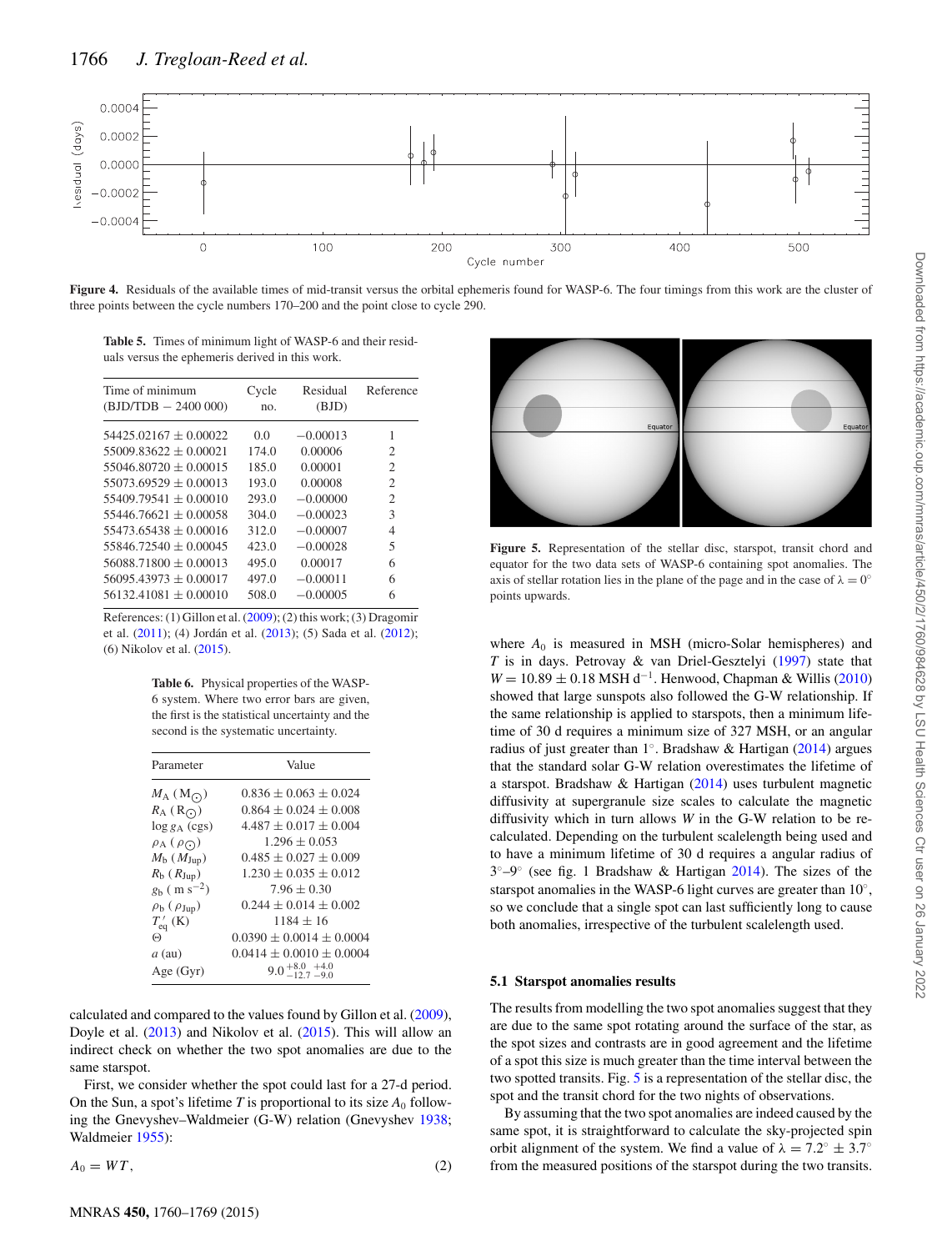**Figure 4.** Residuals of the available times of mid-transit versus the orbital ephemeris found for WASP-6. The four timings from this work are the cluster of three points between the cycle numbers 170–200 and the point close to cycle 290.

**Table 5.** Times of minimum light of WASP-6 and their residuals versus the ephemeris derived in this work.

| Time of minimum (BJD/TDB − 2400 000) | Cycle no. | Residual (BJD) | Reference |
|---|---|---|---|
| 54425.02167 ± 0.00022 | 0.0 | −0.00013 | 1 |
| 55009.83622 ± 0.00021 | 174.0 | 0.00006 | 2 |
| 55046.80720 ± 0.00015 | 185.0 | 0.00001 | 2 |
| 55073.69529 ± 0.00013 | 193.0 | 0.00008 | 2 |
| 55409.79541 ± 0.00010 | 293.0 | −0.00000 | 2 |
| 55446.76621 ± 0.00058 | 304.0 | −0.00023 | 3 |
| 55473.65438 ± 0.00016 | 312.0 | −0.00007 | 4 |
| 55846.72540 ± 0.00045 | 423.0 | −0.00028 | 5 |
| 56088.71800 ± 0.00013 | 495.0 | 0.00017 | 6 |
| 56095.43973 ± 0.00017 | 497.0 | −0.00011 | 6 |
| 56132.41081 ± 0.00010 | 508.0 | −0.00005 | 6 |

References: (1) Gillon et al. (2009); (2) this work; (3) Dragomir et al. (2011); (4) Jordán et al. (2013); (5) Sada et al. (2012); (6) Nikolov et al. (2015).

**Table 6.** Physical properties of the WASP-6 system. Where two error bars are given, the first is the statistical uncertainty and the second is the systematic uncertainty.

| Parameter | Value |
|---|---|
| $M_{\rm A}$ (M$_\odot$) | 0.836 ± 0.063 ± 0.024 |
| $R_{\rm A}$ (R$_\odot$) | 0.864 ± 0.024 ± 0.008 |
| $\log g_{\rm A}$ (cgs) | 4.487 ± 0.017 ± 0.004 |
| $\rho_{\rm A}$ ($\rho_\odot$) | 1.296 ± 0.053 |
| $M_{\rm b}$ ($M_{\rm Jup}$) | 0.485 ± 0.027 ± 0.009 |
| $R_{\rm b}$ ($R_{\rm Jup}$) | 1.230 ± 0.035 ± 0.012 |
| $g_{\rm b}$ ( m s$^{-2}$) | 7.96 ± 0.30 |
| $\rho_{\rm b}$ ($\rho_{\rm Jup}$) | 0.244 ± 0.014 ± 0.002 |
| $T'_{\rm eq}$ (K) | 1184 ± 16 |
| $\Theta$ | 0.0390 ± 0.0014 ± 0.0004 |
| $a$ (au) | 0.0414 ± 0.0010 ± 0.0004 |
| Age (Gyr) | $9.0\,^{+8.0}_{-12.7}\,^{+4.0}_{-9.0}$ |

calculated and compared to the values found by Gillon et al. (2009), Doyle et al. (2013) and Nikolov et al. (2015). This will allow an indirect check on whether the two spot anomalies are due to the same starspot.

First, we consider whether the spot could last for a 27-d period. On the Sun, a spot's lifetime $T$ is proportional to its size $A_0$ following the Gnevyshev–Waldmeier (G-W) relation (Gnevyshev 1938; Waldmeier 1955):

$$A_0 = WT, \tag{2}$$

**Figure 5.** Representation of the stellar disc, starspot, transit chord and equator for the two data sets of WASP-6 containing spot anomalies. The axis of stellar rotation lies in the plane of the page and in the case of $\lambda = 0^\circ$ points upwards.

where $A_0$ is measured in MSH (micro-Solar hemispheres) and $T$ is in days. Petrovay & van Driel-Gesztelyi (1997) state that $W = 10.89 \pm 0.18$ MSH d$^{-1}$. Henwood, Chapman & Willis (2010) showed that large sunspots also followed the G-W relationship. If the same relationship is applied to starspots, then a minimum lifetime of 30 d requires a minimum size of 327 MSH, or an angular radius of just greater than 1°. Bradshaw & Hartigan (2014) argues that the standard solar G-W relation overestimates the lifetime of a starspot. Bradshaw & Hartigan (2014) uses turbulent magnetic diffusivity at supergranule size scales to calculate the magnetic diffusivity which in turn allows $W$ in the G-W relation to be recalculated. Depending on the turbulent scalelength being used and to have a minimum lifetime of 30 d requires a angular radius of 3°–9° (see fig. 1 Bradshaw & Hartigan 2014). The sizes of the starspot anomalies in the WASP-6 light curves are greater than 10°, so we conclude that a single spot can last sufficiently long to cause both anomalies, irrespective of the turbulent scalelength used.

### 5.1 Starspot anomalies results

The results from modelling the two spot anomalies suggest that they are due to the same spot rotating around the surface of the star, as the spot sizes and contrasts are in good agreement and the lifetime of a spot this size is much greater than the time interval between the two spotted transits. Fig. 5 is a representation of the stellar disc, the spot and the transit chord for the two nights of observations.

By assuming that the two spot anomalies are indeed caused by the same spot, it is straightforward to calculate the sky-projected spin orbit alignment of the system. We find a value of $\lambda = 7.2^\circ \pm 3.7^\circ$ from the measured positions of the starspot during the two transits.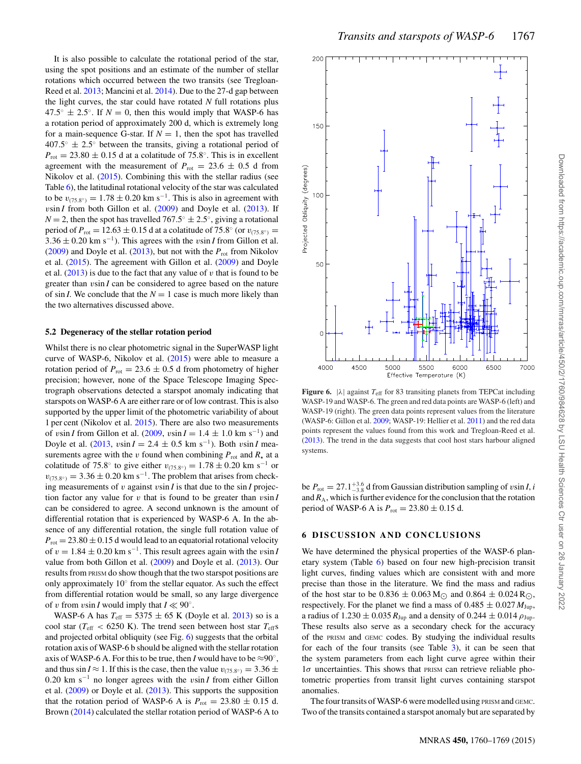It is also possible to calculate the rotational period of the star, using the spot positions and an estimate of the number of stellar rotations which occurred between the two transits (see Tregloan-Reed et al. 2013; Mancini et al. 2014). Due to the 27-d gap between the light curves, the star could have rotated $N$ full rotations plus $47.5^{\circ} \pm 2.5^{\circ}$. If $N = 0$, then this would imply that WASP-6 has a rotation period of approximately 200 d, which is extremely long for a main-sequence G-star. If $N = 1$, then the spot has travelled $407.5^{\circ} \pm 2.5^{\circ}$ between the transits, giving a rotational period of $P_{\rm rot} = 23.80 \pm 0.15$ d at a colatitude of 75.8°. This is in excellent agreement with the measurement of $P_{\rm rot} = 23.6 \pm 0.5$ d from Nikolov et al. (2015). Combining this with the stellar radius (see Table 6), the latitudinal rotational velocity of the star was calculated to be $v_{(75.8^{\circ})} = 1.78 \pm 0.20$ km s$^{-1}$. This is also in agreement with $v\sin I$ from both Gillon et al. (2009) and Doyle et al. (2013). If $N = 2$, then the spot has travelled $767.5^{\circ} \pm 2.5^{\circ}$, giving a rotational period of $P_{\rm rot} = 12.63 \pm 0.15$ d at a colatitude of 75.8° (or $v_{(75.8^{\circ})} = 3.36 \pm 0.20$ km s$^{-1}$). This agrees with the $v\sin I$ from Gillon et al. (2009) and Doyle et al. (2013), but not with the $P_{\rm rot}$ from Nikolov et al. (2015). The agreement with Gillon et al. (2009) and Doyle et al. (2013) is due to the fact that any value of $v$ that is found to be greater than $v\sin I$ can be considered to agree based on the nature of $\sin I$. We conclude that the $N = 1$ case is much more likely than the two alternatives discussed above.

### 5.2 Degeneracy of the stellar rotation period

Whilst there is no clear photometric signal in the SuperWASP light curve of WASP-6, Nikolov et al. (2015) were able to measure a rotation period of $P_{\rm rot} = 23.6 \pm 0.5$ d from photometry of higher precision; however, none of the Space Telescope Imaging Spectrograph observations detected a starspot anomaly indicating that starspots on WASP-6 A are either rare or of low contrast. This is also supported by the upper limit of the photometric variability of about 1 per cent (Nikolov et al. 2015). There are also two measurements of $v\sin I$ from Gillon et al. (2009, $v\sin I = 1.4 \pm 1.0$ km s$^{-1}$) and Doyle et al. (2013, $v\sin I = 2.4 \pm 0.5$ km s$^{-1}$). Both $v\sin I$ measurements agree with the $v$ found when combining $P_{\rm rot}$ and $R_{\star}$ at a colatitude of 75.8° to give either $v_{(75.8^{\circ})} = 1.78 \pm 0.20$ km s$^{-1}$ or $v_{(75.8^{\circ})} = 3.36 \pm 0.20$ km s$^{-1}$. The problem that arises from checking measurements of $v$ against $v\sin I$ is that due to the $\sin I$ projection factor any value for $v$ that is found to be greater than $v\sin I$ can be considered to agree. A second unknown is the amount of differential rotation that is experienced by WASP-6 A. In the absence of any differential rotation, the single full rotation value of $P_{\rm rot} = 23.80 \pm 0.15$ d would lead to an equatorial rotational velocity of $v = 1.84 \pm 0.20$ km s$^{-1}$. This result agrees again with the $v\sin I$ value from both Gillon et al. (2009) and Doyle et al. (2013). Our results from PRISM do show though that the two starspot positions are only approximately 10° from the stellar equator. As such the effect from differential rotation would be small, so any large divergence of $v$ from $v\sin I$ would imply that $I \ll 90^{\circ}$.

WASP-6 A has $T_{\rm eff} = 5375 \pm 65$ K (Doyle et al. 2013) so is a cool star ($T_{\rm eff} < 6250$ K). The trend seen between host star $T_{\rm eff}$s and projected orbital obliquity (see Fig. 6) suggests that the orbital rotation axis of WASP-6 b should be aligned with the stellar rotation axis of WASP-6 A. For this to be true, then $I$ would have to be ≈90°, and thus $\sin I \approx 1$. If this is the case, then the value $v_{(75.8^{\circ})} = 3.36 \pm 0.20$ km s$^{-1}$ no longer agrees with the $v\sin I$ from either Gillon et al. (2009) or Doyle et al. (2013). This supports the supposition that the rotation period of WASP-6 A is $P_{\rm rot} = 23.80 \pm 0.15$ d. Brown (2014) calculated the stellar rotation period of WASP-6 A to be $P_{\rm rot} = 27.1^{+3.6}_{-3.8}$ d from Gaussian distribution sampling of $v\sin I$, $i$ and $R_{\rm A}$, which is further evidence for the conclusion that the rotation period of WASP-6 A is $P_{\rm rot} = 23.80 \pm 0.15$ d.

**Figure 6.** $|\lambda|$ against $T_{\rm eff}$ for 83 transiting planets from TEPCat including WASP-19 and WASP-6. The green and red data points are WASP-6 (left) and WASP-19 (right). The green data points represent values from the literature (WASP-6: Gillon et al. 2009; WASP-19: Hellier et al. 2011) and the red data points represent the values found from this work and Tregloan-Reed et al. (2013). The trend in the data suggests that cool host stars harbour aligned systems.

## 6 DISCUSSION AND CONCLUSIONS

We have determined the physical properties of the WASP-6 planetary system (Table 6) based on four new high-precision transit light curves, finding values which are consistent with and more precise than those in the literature. We find the mass and radius of the host star to be $0.836 \pm 0.063$ M$_{\odot}$ and $0.864 \pm 0.024$ R$_{\odot}$, respectively. For the planet we find a mass of $0.485 \pm 0.027$ $M_{\rm Jup}$, a radius of $1.230 \pm 0.035$ $R_{\rm Jup}$ and a density of $0.244 \pm 0.014$ $\rho_{\rm Jup}$. These results also serve as a secondary check for the accuracy of the PRISM and GEMC codes. By studying the individual results for each of the four transits (see Table 3), it can be seen that the system parameters from each light curve agree within their 1$\sigma$ uncertainties. This shows that PRISM can retrieve reliable photometric properties from transit light curves containing starspot anomalies.

The four transits of WASP-6 were modelled using PRISM and GEMC. Two of the transits contained a starspot anomaly but are separated by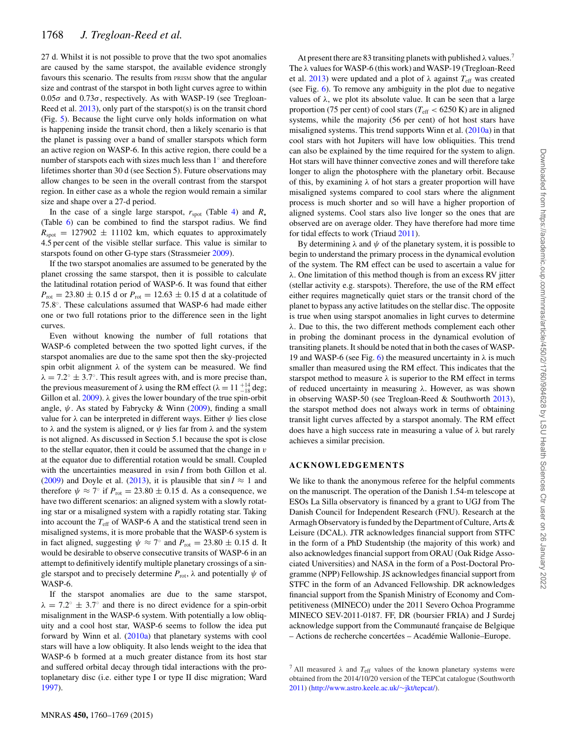27 d. Whilst it is not possible to prove that the two spot anomalies are caused by the same starspot, the available evidence strongly favours this scenario. The results from PRISM show that the angular size and contrast of the starspot in both light curves agree to within $0.05\sigma$ and $0.73\sigma$, respectively. As with WASP-19 (see Tregloan-Reed et al. 2013), only part of the starspot(s) is on the transit chord (Fig. 5). Because the light curve only holds information on what is happening inside the transit chord, then a likely scenario is that the planet is passing over a band of smaller starspots which form an active region on WASP-6. In this active region, there could be a number of starspots each with sizes much less than 1° and therefore lifetimes shorter than 30 d (see Section 5). Future observations may allow changes to be seen in the overall contrast from the starspot region. In either case as a whole the region would remain a similar size and shape over a 27-d period.

In the case of a single large starspot, $r_{\rm spot}$ (Table 4) and $R_\star$ (Table 6) can be combined to find the starspot radius. We find $R_{\rm spot} = 127902 \pm 11102$ km, which equates to approximately 4.5 per cent of the visible stellar surface. This value is similar to starspots found on other G-type stars (Strassmeier 2009).

If the two starspot anomalies are assumed to be generated by the planet crossing the same starspot, then it is possible to calculate the latitudinal rotation period of WASP-6. It was found that either $P_{\rm rot} = 23.80 \pm 0.15$ d or $P_{\rm rot} = 12.63 \pm 0.15$ d at a colatitude of 75.8°. These calculations assumed that WASP-6 had made either one or two full rotations prior to the difference seen in the light curves.

Even without knowing the number of full rotations that WASP-6 completed between the two spotted light curves, if the starspot anomalies are due to the same spot then the sky-projected spin orbit alignment $\lambda$ of the system can be measured. We find $\lambda = 7.2° \pm 3.7°$. This result agrees with, and is more precise than, the previous measurement of $\lambda$ using the RM effect ($\lambda = 11^{+14}_{-18}$ deg; Gillon et al. 2009). $\lambda$ gives the lower boundary of the true spin-orbit angle, $\psi$. As stated by Fabrycky & Winn (2009), finding a small value for $\lambda$ can be interpreted in different ways. Either $\psi$ lies close to $\lambda$ and the system is aligned, or $\psi$ lies far from $\lambda$ and the system is not aligned. As discussed in Section 5.1 because the spot is close to the stellar equator, then it could be assumed that the change in $v$ at the equator due to differential rotation would be small. Coupled with the uncertainties measured in $v\sin I$ from both Gillon et al. (2009) and Doyle et al. (2013), it is plausible that $\sin I \approx 1$ and therefore $\psi \approx 7°$ if $P_{\rm rot} = 23.80 \pm 0.15$ d. As a consequence, we have two different scenarios: an aligned system with a slowly rotating star or a misaligned system with a rapidly rotating star. Taking into account the $T_{\rm eff}$ of WASP-6 A and the statistical trend seen in misaligned systems, it is more probable that the WASP-6 system is in fact aligned, suggesting $\psi \approx 7°$ and $P_{\rm rot} = 23.80 \pm 0.15$ d. It would be desirable to observe consecutive transits of WASP-6 in an attempt to definitively identify multiple planetary crossings of a single starspot and to precisely determine $P_{\rm rot}$, $\lambda$ and potentially $\psi$ of WASP-6.

If the starspot anomalies are due to the same starspot, $\lambda = 7.2° \pm 3.7°$ and there is no direct evidence for a spin-orbit misalignment in the WASP-6 system. With potentially a low obliquity and a cool host star, WASP-6 seems to follow the idea put forward by Winn et al. (2010a) that planetary systems with cool stars will have a low obliquity. It also lends weight to the idea that WASP-6 b formed at a much greater distance from its host star and suffered orbital decay through tidal interactions with the protoplanetary disc (i.e. either type I or type II disc migration; Ward 1997).

At present there are 83 transiting planets with published $\lambda$ values.[7] The $\lambda$ values for WASP-6 (this work) and WASP-19 (Tregloan-Reed et al. 2013) were updated and a plot of $\lambda$ against $T_{\rm eff}$ was created (see Fig. 6). To remove any ambiguity in the plot due to negative values of $\lambda$, we plot its absolute value. It can be seen that a large proportion (75 per cent) of cool stars ($T_{\rm eff} < 6250$ K) are in aligned systems, while the majority (56 per cent) of hot host stars have misaligned systems. This trend supports Winn et al. (2010a) in that cool stars with hot Jupiters will have low obliquities. This trend can also be explained by the time required for the system to align. Hot stars will have thinner convective zones and will therefore take longer to align the photosphere with the planetary orbit. Because of this, by examining $\lambda$ of hot stars a greater proportion will have misaligned systems compared to cool stars where the alignment process is much shorter and so will have a higher proportion of aligned systems. Cool stars also live longer so the ones that are observed are on average older. They have therefore had more time for tidal effects to work (Triaud 2011).

By determining $\lambda$ and $\psi$ of the planetary system, it is possible to begin to understand the primary process in the dynamical evolution of the system. The RM effect can be used to ascertain a value for $\lambda$. One limitation of this method though is from an excess RV jitter (stellar activity e.g. starspots). Therefore, the use of the RM effect either requires magnetically quiet stars or the transit chord of the planet to bypass any active latitudes on the stellar disc. The opposite is true when using starspot anomalies in light curves to determine $\lambda$. Due to this, the two different methods complement each other in probing the dominant process in the dynamical evolution of transiting planets. It should be noted that in both the cases of WASP-19 and WASP-6 (see Fig. 6) the measured uncertainty in $\lambda$ is much smaller than measured using the RM effect. This indicates that the starspot method to measure $\lambda$ is superior to the RM effect in terms of reduced uncertainty in measuring $\lambda$. However, as was shown in observing WASP-50 (see Tregloan-Reed & Southworth 2013), the starspot method does not always work in terms of obtaining transit light curves affected by a starspot anomaly. The RM effect does have a high success rate in measuring a value of $\lambda$ but rarely achieves a similar precision.

## ACKNOWLEDGEMENTS

We like to thank the anonymous referee for the helpful comments on the manuscript. The operation of the Danish 1.54-m telescope at ESOs La Silla observatory is financed by a grant to UGJ from The Danish Council for Independent Research (FNU). Research at the Armagh Observatory is funded by the Department of Culture, Arts & Leisure (DCAL). JTR acknowledges financial support from STFC in the form of a PhD Studentship (the majority of this work) and also acknowledges financial support from ORAU (Oak Ridge Associated Universities) and NASA in the form of a Post-Doctoral Programme (NPP) Fellowship. JS acknowledges financial support from STFC in the form of an Advanced Fellowship. DR acknowledges financial support from the Spanish Ministry of Economy and Competitiveness (MINECO) under the 2011 Severo Ochoa Programme MINECO SEV-2011-0187. FF, DR (boursier FRIA) and J Surdej acknowledge support from the Communauté française de Belgique – Actions de recherche concertées – Académie Wallonie–Europe.

[7] All measured $\lambda$ and $T_{\rm eff}$ values of the known planetary systems were obtained from the 2014/10/20 version of the TEPCat catalogue (Southworth 2011) (http://www.astro.keele.ac.uk/~jkt/tepcat/).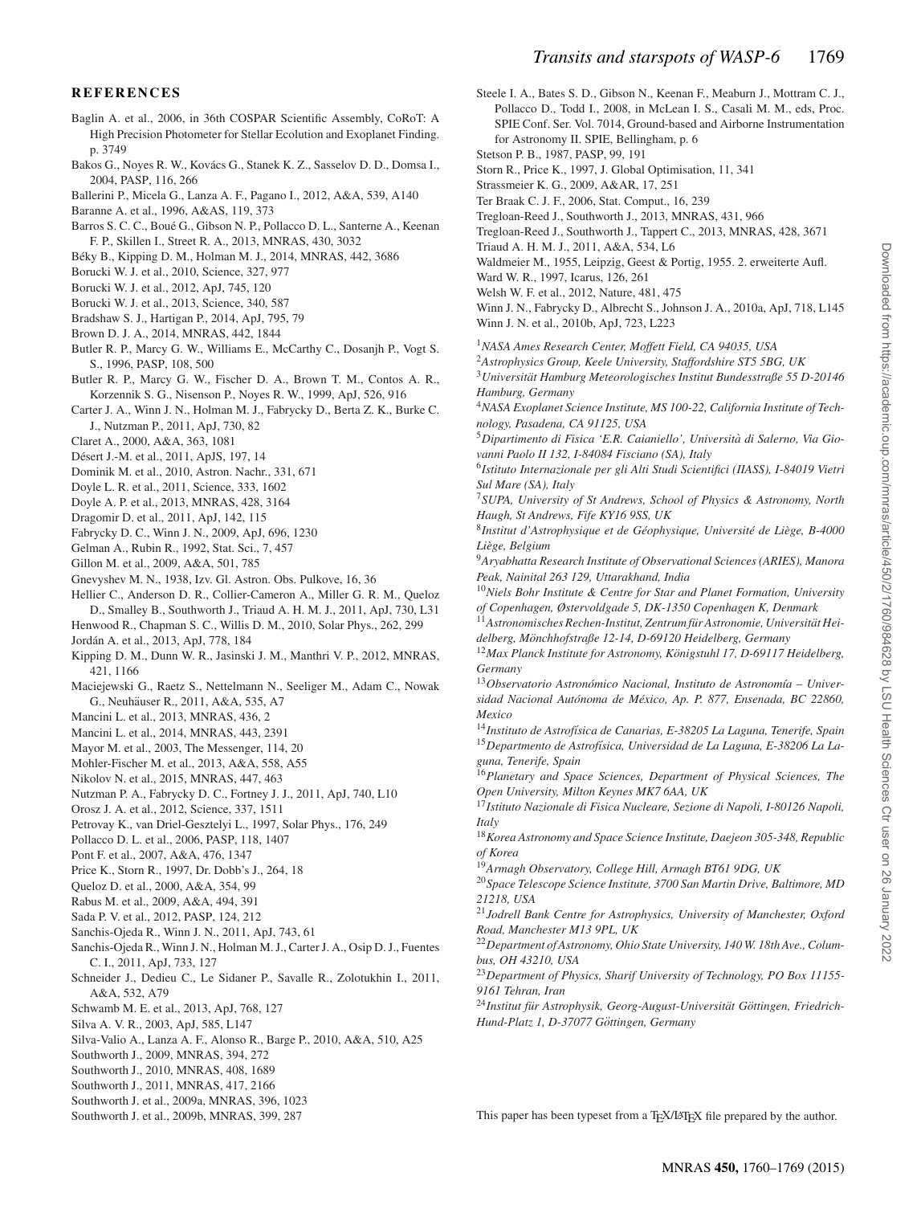## REFERENCES

Baglin A. et al., 2006, in 36th COSPAR Scientific Assembly, CoRoT: A High Precision Photometer for Stellar Ecolution and Exoplanet Finding. p. 3749

Bakos G., Noyes R. W., Kovács G., Stanek K. Z., Sasselov D. D., Domsa I., 2004, PASP, 116, 266

Ballerini P., Micela G., Lanza A. F., Pagano I., 2012, A&A, 539, A140

Baranne A. et al., 1996, A&AS, 119, 373

Barros S. C. C., Boué G., Gibson N. P., Pollacco D. L., Santerne A., Keenan F. P., Skillen I., Street R. A., 2013, MNRAS, 430, 3032

Béky B., Kipping D. M., Holman M. J., 2014, MNRAS, 442, 3686

Borucki W. J. et al., 2010, Science, 327, 977

Borucki W. J. et al., 2012, ApJ, 745, 120

Borucki W. J. et al., 2013, Science, 340, 587

Bradshaw S. J., Hartigan P., 2014, ApJ, 795, 79

Brown D. J. A., 2014, MNRAS, 442, 1844

Butler R. P., Marcy G. W., Williams E., McCarthy C., Dosanjh P., Vogt S. S., 1996, PASP, 108, 500

Butler R. P., Marcy G. W., Fischer D. A., Brown T. M., Contos A. R., Korzennik S. G., Nisenson P., Noyes R. W., 1999, ApJ, 526, 916

Carter J. A., Winn J. N., Holman M. J., Fabrycky D., Berta Z. K., Burke C. J., Nutzman P., 2011, ApJ, 730, 82

Claret A., 2000, A&A, 363, 1081

Désert J.-M. et al., 2011, ApJS, 197, 14

Dominik M. et al., 2010, Astron. Nachr., 331, 671

Doyle L. R. et al., 2011, Science, 333, 1602

Doyle A. P. et al., 2013, MNRAS, 428, 3164

Dragomir D. et al., 2011, ApJ, 142, 115

Fabrycky D. C., Winn J. N., 2009, ApJ, 696, 1230

Gelman A., Rubin R., 1992, Stat. Sci., 7, 457

Gillon M. et al., 2009, A&A, 501, 785

Gnevyshev M. N., 1938, Izv. Gl. Astron. Obs. Pulkove, 16, 36

Hellier C., Anderson D. R., Collier-Cameron A., Miller G. R. M., Queloz D., Smalley B., Southworth J., Triaud A. H. M. J., 2011, ApJ, 730, L31

Henwood R., Chapman S. C., Willis D. M., 2010, Solar Phys., 262, 299

Jordán A. et al., 2013, ApJ, 778, 184

Kipping D. M., Dunn W. R., Jasinski J. M., Manthri V. P., 2012, MNRAS, 421, 1166

Maciejewski G., Raetz S., Nettelmann N., Seeliger M., Adam C., Nowak G., Neuhäuser R., 2011, A&A, 535, A7

Mancini L. et al., 2013, MNRAS, 436, 2

Mancini L. et al., 2014, MNRAS, 443, 2391

Mayor M. et al., 2003, The Messenger, 114, 20

Mohler-Fischer M. et al., 2013, A&A, 558, A55

Nikolov N. et al., 2015, MNRAS, 447, 463

Nutzman P. A., Fabrycky D. C., Fortney J. J., 2011, ApJ, 740, L10

Orosz J. A. et al., 2012, Science, 337, 1511

Petrovay K., van Driel-Gesztelyi L., 1997, Solar Phys., 176, 249

Pollacco D. L. et al., 2006, PASP, 118, 1407

Pont F. et al., 2007, A&A, 476, 1347

Price K., Storn R., 1997, Dr. Dobb's J., 264, 18

Queloz D. et al., 2000, A&A, 354, 99

Rabus M. et al., 2009, A&A, 494, 391

Sada P. V. et al., 2012, PASP, 124, 212

Sanchis-Ojeda R., Winn J. N., 2011, ApJ, 743, 61

Sanchis-Ojeda R., Winn J. N., Holman M. J., Carter J. A., Osip D. J., Fuentes C. I., 2011, ApJ, 733, 127

Schneider J., Dedieu C., Le Sidaner P., Savalle R., Zolotukhin I., 2011, A&A, 532, A79

Schwamb M. E. et al., 2013, ApJ, 768, 127

Silva A. V. R., 2003, ApJ, 585, L147

Silva-Valio A., Lanza A. F., Alonso R., Barge P., 2010, A&A, 510, A25

Southworth J., 2009, MNRAS, 394, 272

Southworth J., 2010, MNRAS, 408, 1689

Southworth J., 2011, MNRAS, 417, 2166

Southworth J. et al., 2009a, MNRAS, 396, 1023

Southworth J. et al., 2009b, MNRAS, 399, 287

Steele I. A., Bates S. D., Gibson N., Keenan F., Meaburn J., Mottram C. J., Pollacco D., Todd I., 2008, in McLean I. S., Casali M. M., eds, Proc. SPIE Conf. Ser. Vol. 7014, Ground-based and Airborne Instrumentation for Astronomy II. SPIE, Bellingham, p. 6

Stetson P. B., 1987, PASP, 99, 191

Storn R., Price K., 1997, J. Global Optimisation, 11, 341

Strassmeier K. G., 2009, A&AR, 17, 251

Ter Braak C. J. F., 2006, Stat. Comput., 16, 239

Tregloan-Reed J., Southworth J., 2013, MNRAS, 431, 966

Tregloan-Reed J., Southworth J., Tappert C., 2013, MNRAS, 428, 3671

Triaud A. H. M. J., 2011, A&A, 534, L6

Waldmeier M., 1955, Leipzig, Geest & Portig, 1955. 2. erweiterte Aufl.

Ward W. R., 1997, Icarus, 126, 261

Welsh W. F. et al., 2012, Nature, 481, 475

Winn J. N., Fabrycky D., Albrecht S., Johnson J. A., 2010a, ApJ, 718, L145

Winn J. N. et al., 2010b, ApJ, 723, L223

[1] *NASA Ames Research Center, Moffett Field, CA 94035, USA*
[2] *Astrophysics Group, Keele University, Staffordshire ST5 5BG, UK*
[3] *Universität Hamburg Meteorologisches Institut Bundesstraße 55 D-20146 Hamburg, Germany*
[4] *NASA Exoplanet Science Institute, MS 100-22, California Institute of Technology, Pasadena, CA 91125, USA*
[5] *Dipartimento di Fisica 'E.R. Caianiello', Università di Salerno, Via Giovanni Paolo II 132, I-84084 Fisciano (SA), Italy*
[6] *Istituto Internazionale per gli Alti Studi Scientifici (IIASS), I-84019 Vietri Sul Mare (SA), Italy*
[7] *SUPA, University of St Andrews, School of Physics & Astronomy, North Haugh, St Andrews, Fife KY16 9SS, UK*
[8] *Institut d'Astrophysique et de Géophysique, Université de Liège, B-4000 Liège, Belgium*
[9] *Aryabhatta Research Institute of Observational Sciences (ARIES), Manora Peak, Nainital 263 129, Uttarakhand, India*
[10] *Niels Bohr Institute & Centre for Star and Planet Formation, University of Copenhagen, Østervoldgade 5, DK-1350 Copenhagen K, Denmark*
[11] *Astronomisches Rechen-Institut, Zentrum für Astronomie, Universität Heidelberg, Mönchhofstraße 12-14, D-69120 Heidelberg, Germany*
[12] *Max Planck Institute for Astronomy, Königstuhl 17, D-69117 Heidelberg, Germany*
[13] *Observatorio Astronómico Nacional, Instituto de Astronomía – Universidad Nacional Autónoma de México, Ap. P. 877, Ensenada, BC 22860, Mexico*
[14] *Instituto de Astrofísica de Canarias, E-38205 La Laguna, Tenerife, Spain*
[15] *Departmento de Astrofísica, Universidad de La Laguna, E-38206 La Laguna, Tenerife, Spain*
[16] *Planetary and Space Sciences, Department of Physical Sciences, The Open University, Milton Keynes MK7 6AA, UK*
[17] *Istituto Nazionale di Fisica Nucleare, Sezione di Napoli, I-80126 Napoli, Italy*
[18] *Korea Astronomy and Space Science Institute, Daejeon 305-348, Republic of Korea*
[19] *Armagh Observatory, College Hill, Armagh BT61 9DG, UK*
[20] *Space Telescope Science Institute, 3700 San Martin Drive, Baltimore, MD 21218, USA*
[21] *Jodrell Bank Centre for Astrophysics, University of Manchester, Oxford Road, Manchester M13 9PL, UK*
[22] *Department of Astronomy, Ohio State University, 140 W. 18th Ave., Columbus, OH 43210, USA*
[23] *Department of Physics, Sharif University of Technology, PO Box 11155-9161 Tehran, Iran*
[24] *Institut für Astrophysik, Georg-August-Universität Göttingen, Friedrich-Hund-Platz 1, D-37077 Göttingen, Germany*

This paper has been typeset from a TEX/LATEX file prepared by the author.